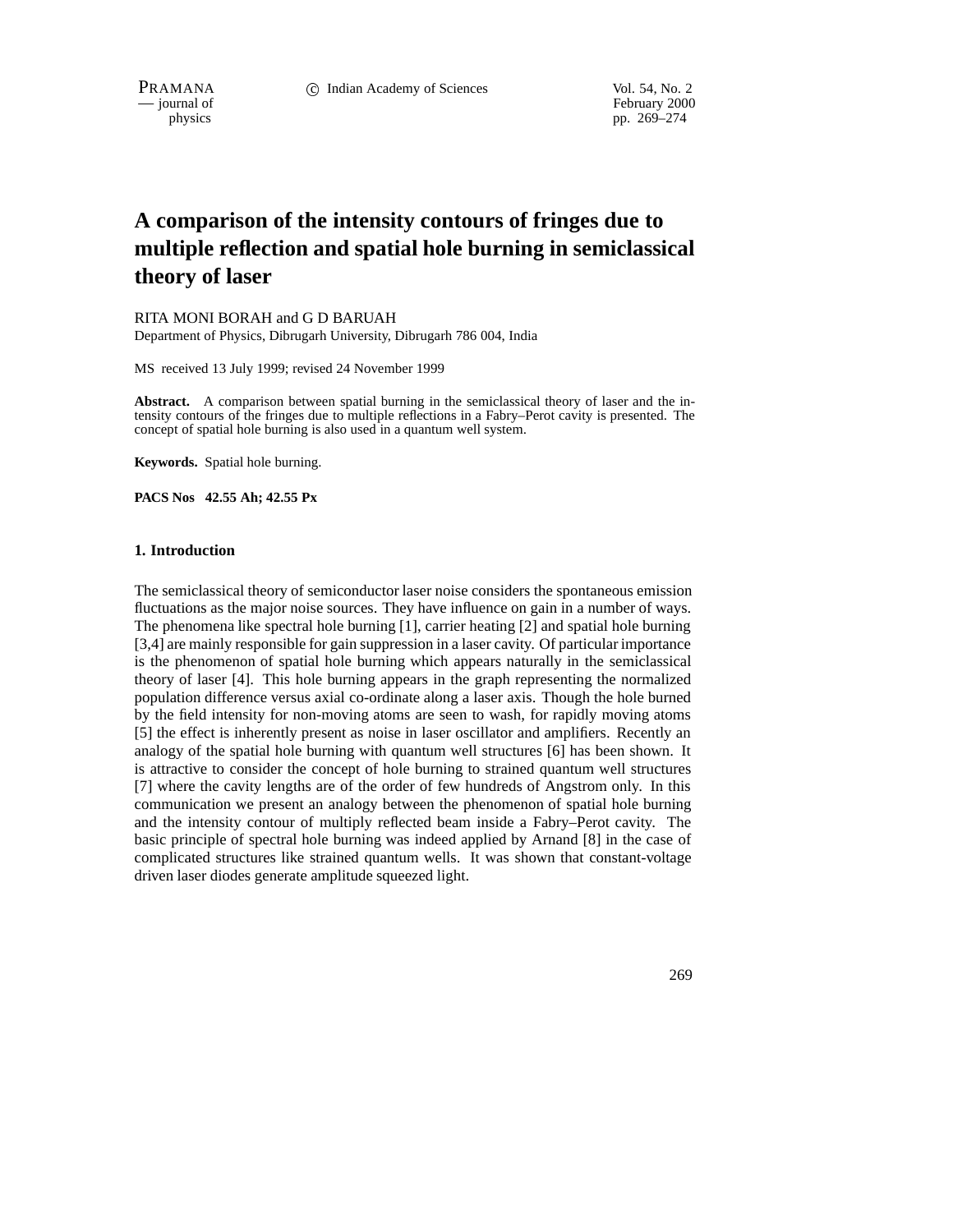# A comparison of the intensity contours of fringes due to multiple reflection and spatial hole burning in semiclassical theory of laser

RITA MONI BORAH and G D BARUAH

Department of Physics, Dibrugarh University, Dibrugarh 786 004, India

MS received 13 July 1999; revised 24 November 1999

**Abstract.** A comparison between spatial burning in the semiclassical theory of laser and the intensity contours of the fringes due to multiple reflections in a Fabry–Perot cavity is presented. The concept of spatial hole burning is also used in a quantum well system.

**Keywords.** Spatial hole burning.

**PACS Nos 42.55 Ah; 42.55 Px**

## 1. Introduction

The semiclassical theory of semiconductor laser noise considers the spontaneous emission fluctuations as the major noise sources. They have influence on gain in a number of ways. The phenomena like spectral hole burning [1], carrier heating [2] and spatial hole burning [3,4] are mainly responsible for gain suppression in a laser cavity. Of particular importance is the phenomenon of spatial hole burning which appears naturally in the semiclassical theory of laser [4]. This hole burning appears in the graph representing the normalized population difference versus axial co-ordinate along a laser axis. Though the hole burned by the field intensity for non-moving atoms are seen to wash, for rapidly moving atoms [5] the effect is inherently present as noise in laser oscillator and amplifiers. Recently an analogy of the spatial hole burning with quantum well structures [6] has been shown. It is attractive to consider the concept of hole burning to strained quantum well structures [7] where the cavity lengths are of the order of few hundreds of Angstrom only. In this communication we present an analogy between the phenomenon of spatial hole burning and the intensity contour of multiply reflected beam inside a Fabry–Perot cavity. The basic principle of spectral hole burning was indeed applied by Arnand [8] in the case of complicated structures like strained quantum wells. It was shown that constant-voltage driven laser diodes generate amplitude squeezed light.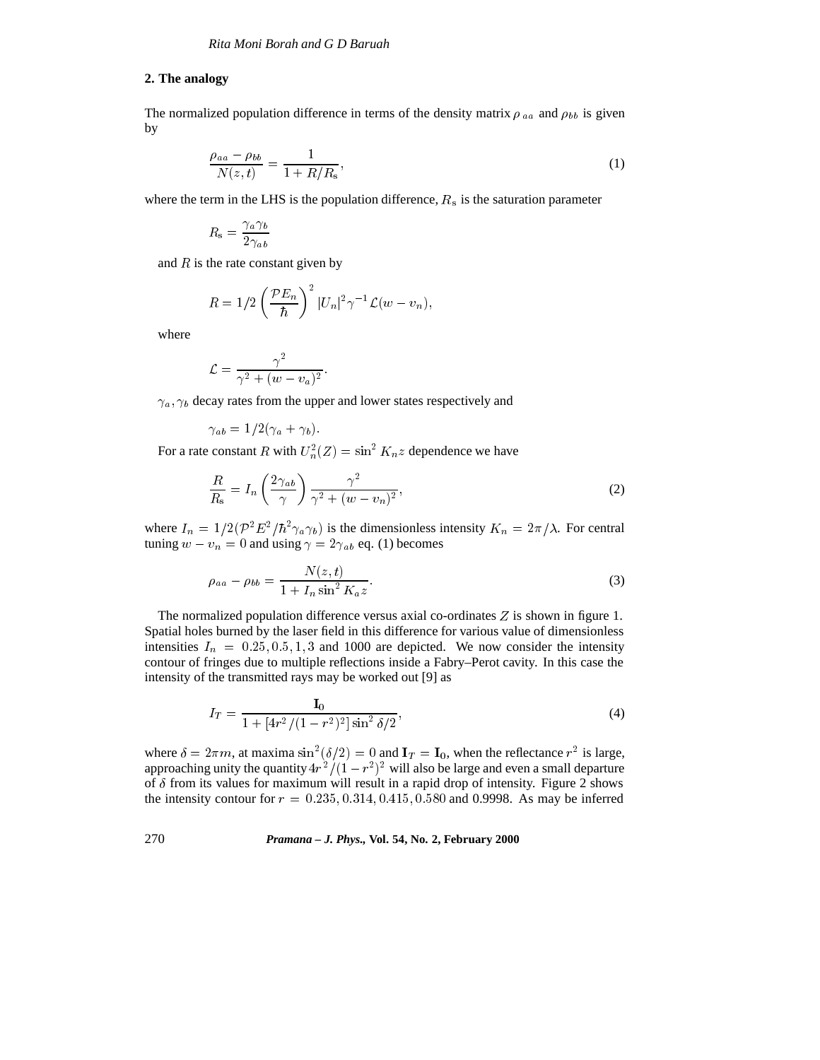## 2. The analogy

The normalized population difference in terms of the density matrix $\rho_{aa}$ and $\rho_{bb}$ is given by

$$\frac{\rho_{aa} - \rho_{bb}}{N(z,t)} = \frac{1}{1 + R/R_s}, \tag{1}$$

where the term in the LHS is the population difference, $R_s$ is the saturation parameter

$$R_s = \frac{\gamma_a \gamma_b}{2\gamma_{ab}}$$

and $R$ is the rate constant given by

$$R = 1/2 \left(\frac{\mathcal{P} E_n}{\hbar}\right)^2 |U_n|^2 \gamma^{-1} \mathcal{L}(w - v_n),$$

where

$$\mathcal{L} = \frac{\gamma^2}{\gamma^2 + (w - v_a)^2}.$$

$\gamma_a, \gamma_b$ decay rates from the upper and lower states respectively and

$$\gamma_{ab} = 1/2(\gamma_a + \gamma_b).$$

For a rate constant $R$ with $U_n^2(Z) = \sin^2 K_n z$ dependence we have

$$\frac{R}{R_s} = I_n \left(\frac{2\gamma_{ab}}{\gamma}\right) \frac{\gamma^2}{\gamma^2 + (w - v_n)^2}, \tag{2}$$

where $I_n = 1/2(\mathcal{P}^2 E^2/\hbar^2 \gamma_a \gamma_b)$ is the dimensionless intensity $K_n = 2\pi/\lambda$. For central tuning $w - v_n = 0$ and using $\gamma = 2\gamma_{ab}$ eq. (1) becomes

$$\rho_{aa} - \rho_{bb} = \frac{N(z,t)}{1 + I_n \sin^2 K_a z}. \tag{3}$$

The normalized population difference versus axial co-ordinates $Z$ is shown in figure 1. Spatial holes burned by the laser field in this difference for various value of dimensionless intensities $I_n = 0.25, 0.5, 1, 3$ and 1000 are depicted. We now consider the intensity contour of fringes due to multiple reflections inside a Fabry–Perot cavity. In this case the intensity of the transmitted rays may be worked out [9] as

$$I_T = \frac{\mathbf{I}_0}{1 + [4r^2/(1 - r^2)^2] \sin^2 \delta/2}, \tag{4}$$

where $\delta = 2\pi m$, at maxima $\sin^2(\delta/2) = 0$ and $\mathbf{I}_T = \mathbf{I}_0$, when the reflectance $r^2$ is large, approaching unity the quantity $4r^2/(1 - r^2)^2$ will also be large and even a small departure of $\delta$ from its values for maximum will result in a rapid drop of intensity. Figure 2 shows the intensity contour for $r = 0.235, 0.314, 0.415, 0.580$ and 0.9998. As may be inferred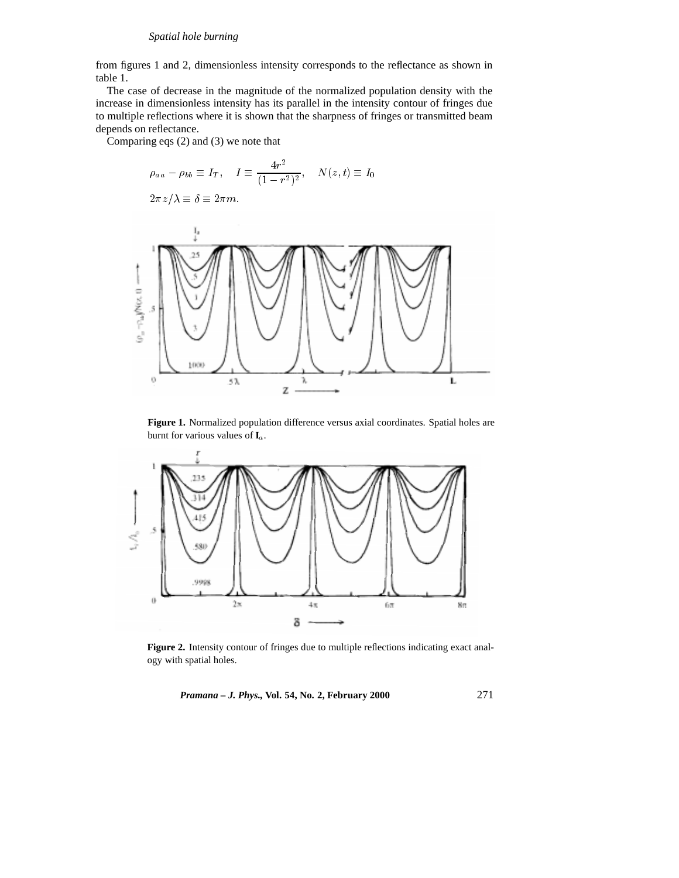from figures 1 and 2, dimensionless intensity corresponds to the reflectance as shown in table 1.

The case of decrease in the magnitude of the normalized population density with the increase in dimensionless intensity has its parallel in the intensity contour of fringes due to multiple reflections where it is shown that the sharpness of fringes or transmitted beam depends on reflectance.

Comparing eqs (2) and (3) we note that

$$\rho_{aa} - \rho_{bb} \equiv I_T, \quad I \equiv \frac{4r^2}{(1-r^2)^2}, \quad N(z,t) \equiv I_0$$

$$2\pi z/\lambda \equiv \delta \equiv 2\pi m.$$

$I_a$
.25
.5
1
3
1000
$(\rho_{aa} - \rho_{bb})/N(z,t)$
1
.5
0
.5λ
λ
L
Z

**Figure 1.** Normalized population difference versus axial coordinates. Spatial holes are burnt for various values of $\mathbf{I}_a$.

r
.235
.314
.415
.580
.9998
$I_t/I_0$
1
.5
0
2π
4π
6π
8π
δ

**Figure 2.** Intensity contour of fringes due to multiple reflections indicating exact analogy with spatial holes.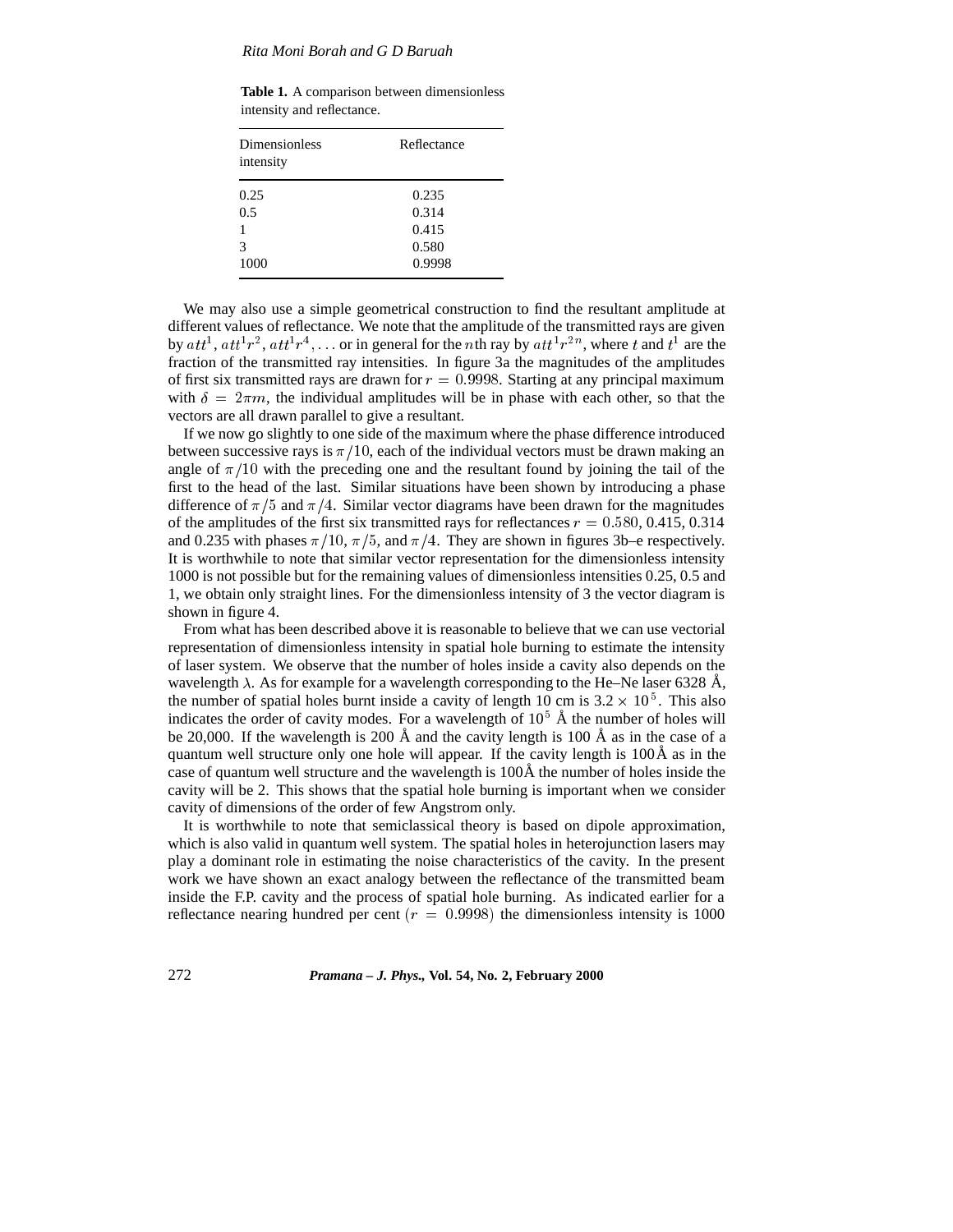**Table 1.** A comparison between dimensionless intensity and reflectance.

| Dimensionless intensity | Reflectance |
|---|---|
| 0.25 | 0.235 |
| 0.5 | 0.314 |
| 1 | 0.415 |
| 3 | 0.580 |
| 1000 | 0.9998 |

We may also use a simple geometrical construction to find the resultant amplitude at different values of reflectance. We note that the amplitude of the transmitted rays are given by $att^1$, $att^1r^2$, $att^1r^4, \ldots$ or in general for the $n$th ray by $att^1r^{2n}$, where $t$ and $t^1$ are the fraction of the transmitted ray intensities. In figure 3a the magnitudes of the amplitudes of first six transmitted rays are drawn for $r = 0.9998$. Starting at any principal maximum with $\delta = 2\pi m$, the individual amplitudes will be in phase with each other, so that the vectors are all drawn parallel to give a resultant.

If we now go slightly to one side of the maximum where the phase difference introduced between successive rays is $\pi/10$, each of the individual vectors must be drawn making an angle of $\pi/10$ with the preceding one and the resultant found by joining the tail of the first to the head of the last. Similar situations have been shown by introducing a phase difference of $\pi/5$ and $\pi/4$. Similar vector diagrams have been drawn for the magnitudes of the amplitudes of the first six transmitted rays for reflectances $r = 0.580$, 0.415, 0.314 and 0.235 with phases $\pi/10$, $\pi/5$, and $\pi/4$. They are shown in figures 3b–e respectively. It is worthwhile to note that similar vector representation for the dimensionless intensity 1000 is not possible but for the remaining values of dimensionless intensities 0.25, 0.5 and 1, we obtain only straight lines. For the dimensionless intensity of 3 the vector diagram is shown in figure 4.

From what has been described above it is reasonable to believe that we can use vectorial representation of dimensionless intensity in spatial hole burning to estimate the intensity of laser system. We observe that the number of holes inside a cavity also depends on the wavelength $\lambda$. As for example for a wavelength corresponding to the He–Ne laser 6328 Å, the number of spatial holes burnt inside a cavity of length 10 cm is $3.2 \times 10^5$. This also indicates the order of cavity modes. For a wavelength of $10^5$ Å the number of holes will be 20,000. If the wavelength is 200 Å and the cavity length is 100 Å as in the case of a quantum well structure only one hole will appear. If the cavity length is 100Å as in the case of quantum well structure and the wavelength is 100Å the number of holes inside the cavity will be 2. This shows that the spatial hole burning is important when we consider cavity of dimensions of the order of few Angstrom only.

It is worthwhile to note that semiclassical theory is based on dipole approximation, which is also valid in quantum well system. The spatial holes in heterojunction lasers may play a dominant role in estimating the noise characteristics of the cavity. In the present work we have shown an exact analogy between the reflectance of the transmitted beam inside the F.P. cavity and the process of spatial hole burning. As indicated earlier for a reflectance nearing hundred per cent ($r = 0.9998$) the dimensionless intensity is 1000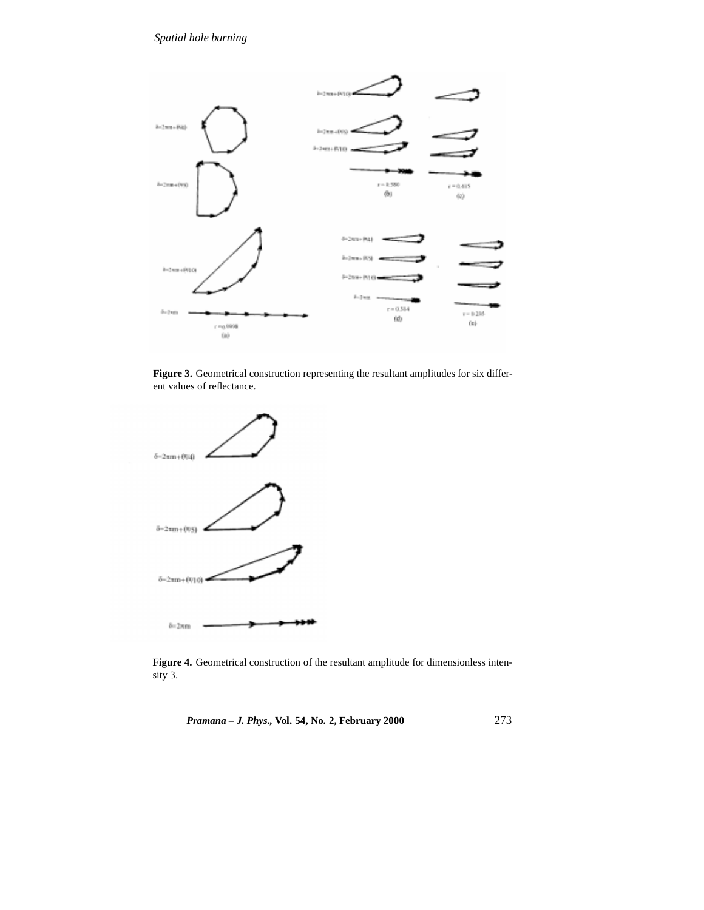δ=2πm+(9/10)

δ=2πm+(9/4)

δ=2πm+(9/5)

δ=2πm+(9/10)

δ=2πm+(9/5)

δ=2πm+(9/10)

δ=2πm

r = 0.9998

(a)

r = 0.580

(b)

r = 0.415

(c)

δ=2πm+(9/4)

δ=2πm+(9/5)

δ=2πm+(9/10)

δ=2πm

r = 0.314

(d)

r = 0.235

(e)

**Figure 3.** Geometrical construction representing the resultant amplitudes for six different values of reflectance.

δ=2πm+(9/4)

δ=2πm+(9/5)

δ=2πm+(9/10)

δ=2πm

**Figure 4.** Geometrical construction of the resultant amplitude for dimensionless intensity 3.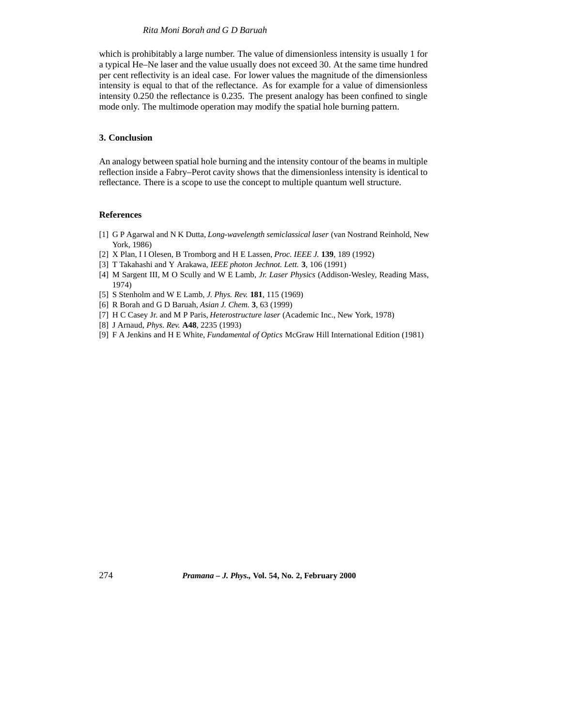which is prohibitably a large number. The value of dimensionless intensity is usually 1 for a typical He–Ne laser and the value usually does not exceed 30. At the same time hundred per cent reflectivity is an ideal case. For lower values the magnitude of the dimensionless intensity is equal to that of the reflectance. As for example for a value of dimensionless intensity 0.250 the reflectance is 0.235. The present analogy has been confined to single mode only. The multimode operation may modify the spatial hole burning pattern.

## 3. Conclusion

An analogy between spatial hole burning and the intensity contour of the beams in multiple reflection inside a Fabry–Perot cavity shows that the dimensionless intensity is identical to reflectance. There is a scope to use the concept to multiple quantum well structure.

## References

[1] G P Agarwal and N K Dutta, *Long-wavelength semiclassical laser* (van Nostrand Reinhold, New York, 1986)

[2] X Plan, I I Olesen, B Tromborg and H E Lassen, *Proc. IEEE J.* **139**, 189 (1992)

[3] T Takahashi and Y Arakawa, *IEEE photon Jechnot. Lett.* **3**, 106 (1991)

[4] M Sargent III, M O Scully and W E Lamb, *Jr. Laser Physics* (Addison-Wesley, Reading Mass, 1974)

[5] S Stenholm and W E Lamb, *J. Phys. Rev.* **181**, 115 (1969)

[6] R Borah and G D Baruah, *Asian J. Chem.* **3**, 63 (1999)

[7] H C Casey Jr. and M P Paris, *Heterostructure laser* (Academic Inc., New York, 1978)

[8] J Arnaud, *Phys. Rev.* **A48**, 2235 (1993)

[9] F A Jenkins and H E White, *Fundamental of Optics* McGraw Hill International Edition (1981)